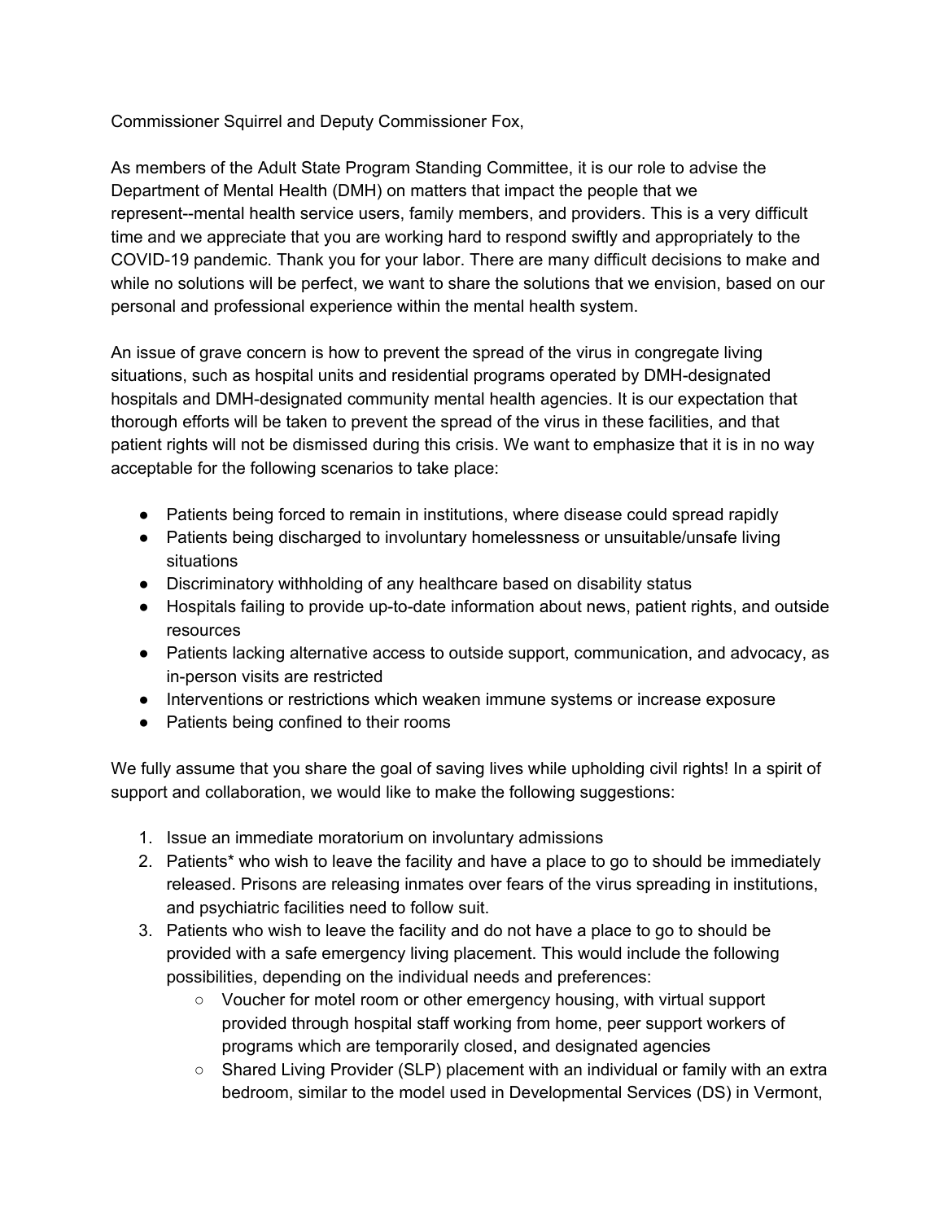Commissioner Squirrel and Deputy Commissioner Fox,

As members of the Adult State Program Standing Committee, it is our role to advise the Department of Mental Health (DMH) on matters that impact the people that we represent--mental health service users, family members, and providers. This is a very difficult time and we appreciate that you are working hard to respond swiftly and appropriately to the COVID-19 pandemic. Thank you for your labor. There are many difficult decisions to make and while no solutions will be perfect, we want to share the solutions that we envision, based on our personal and professional experience within the mental health system.

An issue of grave concern is how to prevent the spread of the virus in congregate living situations, such as hospital units and residential programs operated by DMH-designated hospitals and DMH-designated community mental health agencies. It is our expectation that thorough efforts will be taken to prevent the spread of the virus in these facilities, and that patient rights will not be dismissed during this crisis. We want to emphasize that it is in no way acceptable for the following scenarios to take place:

- Patients being forced to remain in institutions, where disease could spread rapidly
- Patients being discharged to involuntary homelessness or unsuitable/unsafe living situations
- Discriminatory withholding of any healthcare based on disability status
- Hospitals failing to provide up-to-date information about news, patient rights, and outside resources
- Patients lacking alternative access to outside support, communication, and advocacy, as in-person visits are restricted
- Interventions or restrictions which weaken immune systems or increase exposure
- Patients being confined to their rooms

We fully assume that you share the goal of saving lives while upholding civil rights! In a spirit of support and collaboration, we would like to make the following suggestions:

1. Issue an immediate moratorium on involuntary admissions
2. Patients* who wish to leave the facility and have a place to go to should be immediately released. Prisons are releasing inmates over fears of the virus spreading in institutions, and psychiatric facilities need to follow suit.
3. Patients who wish to leave the facility and do not have a place to go to should be provided with a safe emergency living placement. This would include the following possibilities, depending on the individual needs and preferences:
   - Voucher for motel room or other emergency housing, with virtual support provided through hospital staff working from home, peer support workers of programs which are temporarily closed, and designated agencies
   - Shared Living Provider (SLP) placement with an individual or family with an extra bedroom, similar to the model used in Developmental Services (DS) in Vermont,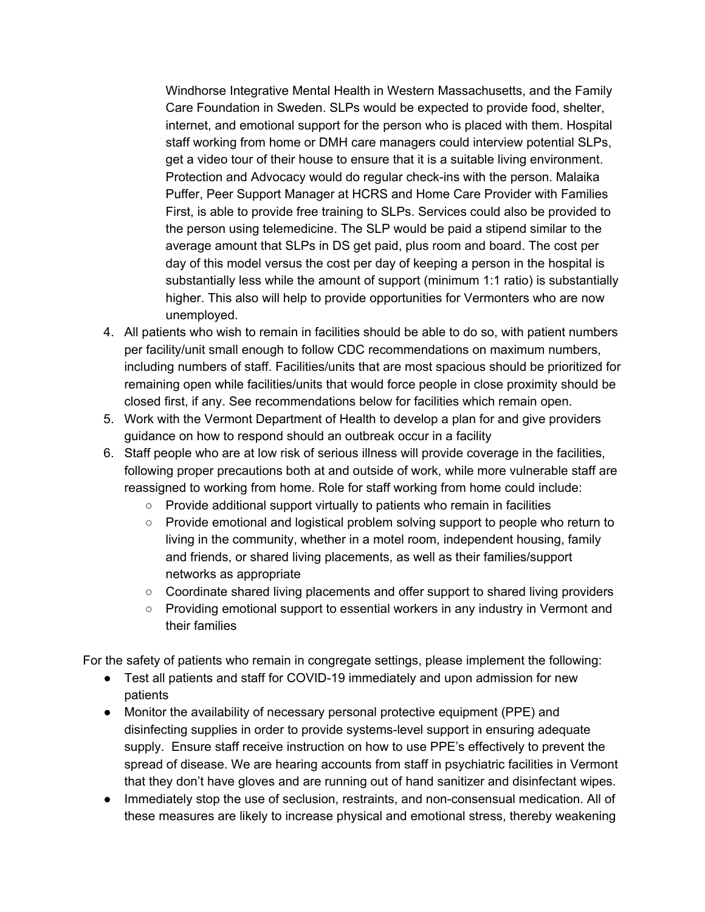Windhorse Integrative Mental Health in Western Massachusetts, and the Family Care Foundation in Sweden. SLPs would be expected to provide food, shelter, internet, and emotional support for the person who is placed with them. Hospital staff working from home or DMH care managers could interview potential SLPs, get a video tour of their house to ensure that it is a suitable living environment. Protection and Advocacy would do regular check-ins with the person. Malaika Puffer, Peer Support Manager at HCRS and Home Care Provider with Families First, is able to provide free training to SLPs. Services could also be provided to the person using telemedicine. The SLP would be paid a stipend similar to the average amount that SLPs in DS get paid, plus room and board. The cost per day of this model versus the cost per day of keeping a person in the hospital is substantially less while the amount of support (minimum 1:1 ratio) is substantially higher. This also will help to provide opportunities for Vermonters who are now unemployed.

4. All patients who wish to remain in facilities should be able to do so, with patient numbers per facility/unit small enough to follow CDC recommendations on maximum numbers, including numbers of staff. Facilities/units that are most spacious should be prioritized for remaining open while facilities/units that would force people in close proximity should be closed first, if any. See recommendations below for facilities which remain open.
5. Work with the Vermont Department of Health to develop a plan for and give providers guidance on how to respond should an outbreak occur in a facility
6. Staff people who are at low risk of serious illness will provide coverage in the facilities, following proper precautions both at and outside of work, while more vulnerable staff are reassigned to working from home. Role for staff working from home could include:
    - Provide additional support virtually to patients who remain in facilities
    - Provide emotional and logistical problem solving support to people who return to living in the community, whether in a motel room, independent housing, family and friends, or shared living placements, as well as their families/support networks as appropriate
    - Coordinate shared living placements and offer support to shared living providers
    - Providing emotional support to essential workers in any industry in Vermont and their families

For the safety of patients who remain in congregate settings, please implement the following:

- Test all patients and staff for COVID-19 immediately and upon admission for new patients
- Monitor the availability of necessary personal protective equipment (PPE) and disinfecting supplies in order to provide systems-level support in ensuring adequate supply. Ensure staff receive instruction on how to use PPE's effectively to prevent the spread of disease. We are hearing accounts from staff in psychiatric facilities in Vermont that they don't have gloves and are running out of hand sanitizer and disinfectant wipes.
- Immediately stop the use of seclusion, restraints, and non-consensual medication. All of these measures are likely to increase physical and emotional stress, thereby weakening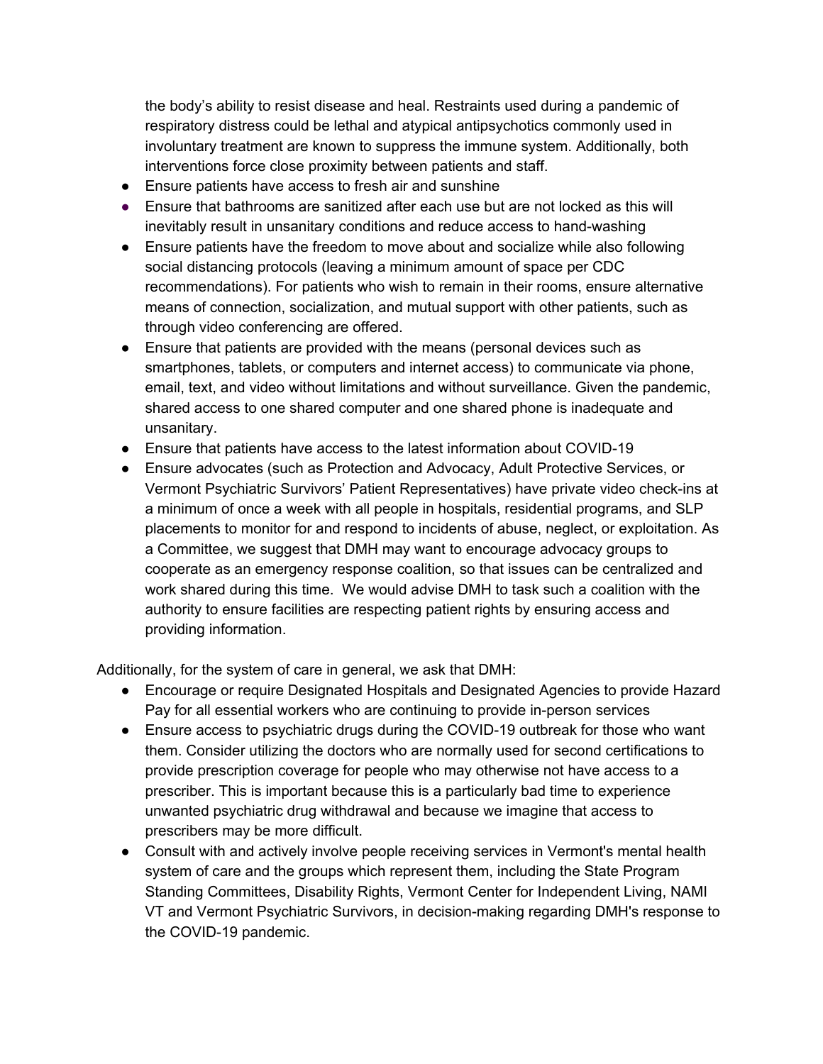the body's ability to resist disease and heal. Restraints used during a pandemic of respiratory distress could be lethal and atypical antipsychotics commonly used in involuntary treatment are known to suppress the immune system. Additionally, both interventions force close proximity between patients and staff.

- Ensure patients have access to fresh air and sunshine
- Ensure that bathrooms are sanitized after each use but are not locked as this will inevitably result in unsanitary conditions and reduce access to hand-washing
- Ensure patients have the freedom to move about and socialize while also following social distancing protocols (leaving a minimum amount of space per CDC recommendations). For patients who wish to remain in their rooms, ensure alternative means of connection, socialization, and mutual support with other patients, such as through video conferencing are offered.
- Ensure that patients are provided with the means (personal devices such as smartphones, tablets, or computers and internet access) to communicate via phone, email, text, and video without limitations and without surveillance. Given the pandemic, shared access to one shared computer and one shared phone is inadequate and unsanitary.
- Ensure that patients have access to the latest information about COVID-19
- Ensure advocates (such as Protection and Advocacy, Adult Protective Services, or Vermont Psychiatric Survivors' Patient Representatives) have private video check-ins at a minimum of once a week with all people in hospitals, residential programs, and SLP placements to monitor for and respond to incidents of abuse, neglect, or exploitation. As a Committee, we suggest that DMH may want to encourage advocacy groups to cooperate as an emergency response coalition, so that issues can be centralized and work shared during this time. We would advise DMH to task such a coalition with the authority to ensure facilities are respecting patient rights by ensuring access and providing information.

Additionally, for the system of care in general, we ask that DMH:

- Encourage or require Designated Hospitals and Designated Agencies to provide Hazard Pay for all essential workers who are continuing to provide in-person services
- Ensure access to psychiatric drugs during the COVID-19 outbreak for those who want them. Consider utilizing the doctors who are normally used for second certifications to provide prescription coverage for people who may otherwise not have access to a prescriber. This is important because this is a particularly bad time to experience unwanted psychiatric drug withdrawal and because we imagine that access to prescribers may be more difficult.
- Consult with and actively involve people receiving services in Vermont's mental health system of care and the groups which represent them, including the State Program Standing Committees, Disability Rights, Vermont Center for Independent Living, NAMI VT and Vermont Psychiatric Survivors, in decision-making regarding DMH's response to the COVID-19 pandemic.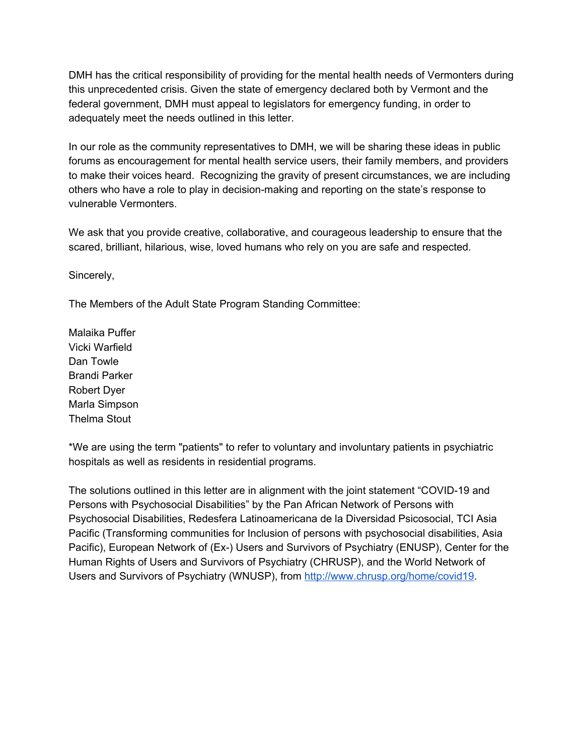DMH has the critical responsibility of providing for the mental health needs of Vermonters during this unprecedented crisis. Given the state of emergency declared both by Vermont and the federal government, DMH must appeal to legislators for emergency funding, in order to adequately meet the needs outlined in this letter.

In our role as the community representatives to DMH, we will be sharing these ideas in public forums as encouragement for mental health service users, their family members, and providers to make their voices heard. Recognizing the gravity of present circumstances, we are including others who have a role to play in decision-making and reporting on the state's response to vulnerable Vermonters.

We ask that you provide creative, collaborative, and courageous leadership to ensure that the scared, brilliant, hilarious, wise, loved humans who rely on you are safe and respected.

Sincerely,

The Members of the Adult State Program Standing Committee:

Malaika Puffer
Vicki Warfield
Dan Towle
Brandi Parker
Robert Dyer
Marla Simpson
Thelma Stout

*We are using the term "patients" to refer to voluntary and involuntary patients in psychiatric hospitals as well as residents in residential programs.

The solutions outlined in this letter are in alignment with the joint statement "COVID-19 and Persons with Psychosocial Disabilities" by the Pan African Network of Persons with Psychosocial Disabilities, Redesfera Latinoamericana de la Diversidad Psicosocial, TCI Asia Pacific (Transforming communities for Inclusion of persons with psychosocial disabilities, Asia Pacific), European Network of (Ex-) Users and Survivors of Psychiatry (ENUSP), Center for the Human Rights of Users and Survivors of Psychiatry (CHRUSP), and the World Network of Users and Survivors of Psychiatry (WNUSP), from [http://www.chrusp.org/home/covid19](http://www.chrusp.org/home/covid19).